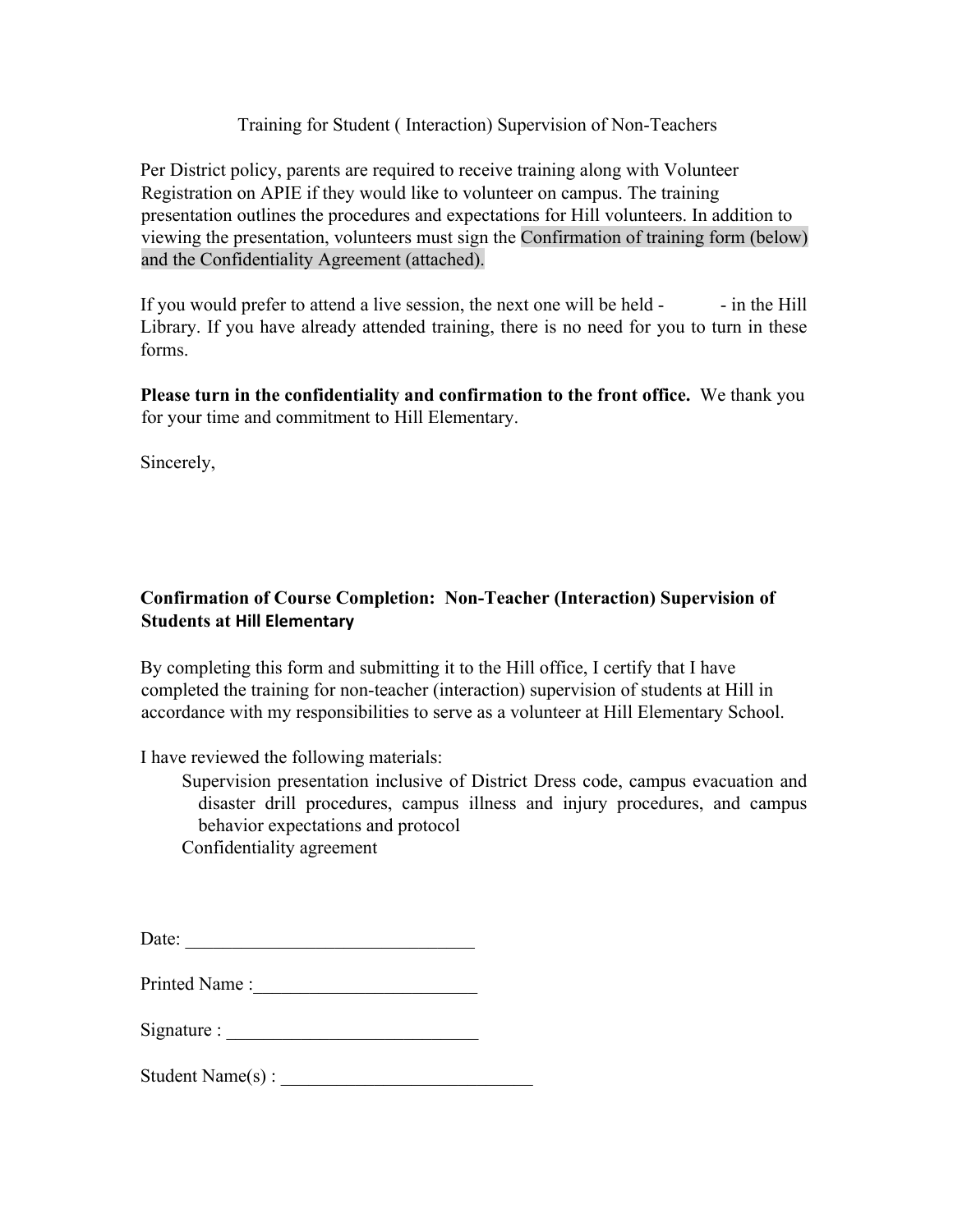Training for Student ( Interaction) Supervision of Non-Teachers

Per District policy, parents are required to receive training along with Volunteer Registration on APIE if they would like to volunteer on campus. The training presentation outlines the procedures and expectations for Hill volunteers. In addition to viewing the presentation, volunteers must sign the Confirmation of training form (below) and the Confidentiality Agreement (attached).

If you would prefer to attend a live session, the next one will be held - &nbsp;&nbsp;&nbsp;&nbsp;&nbsp;&nbsp;&nbsp;&nbsp; - in the Hill Library. If you have already attended training, there is no need for you to turn in these forms.

**Please turn in the confidentiality and confirmation to the front office.** We thank you for your time and commitment to Hill Elementary.

Sincerely,

**Confirmation of Course Completion: Non-Teacher (Interaction) Supervision of Students at Hill Elementary**

By completing this form and submitting it to the Hill office, I certify that I have completed the training for non-teacher (interaction) supervision of students at Hill in accordance with my responsibilities to serve as a volunteer at Hill Elementary School.

I have reviewed the following materials:

- Supervision presentation inclusive of District Dress code, campus evacuation and disaster drill procedures, campus illness and injury procedures, and campus behavior expectations and protocol
- Confidentiality agreement

Date: _______________________________

Printed Name :________________________

Signature : ___________________________

Student Name(s) : ___________________________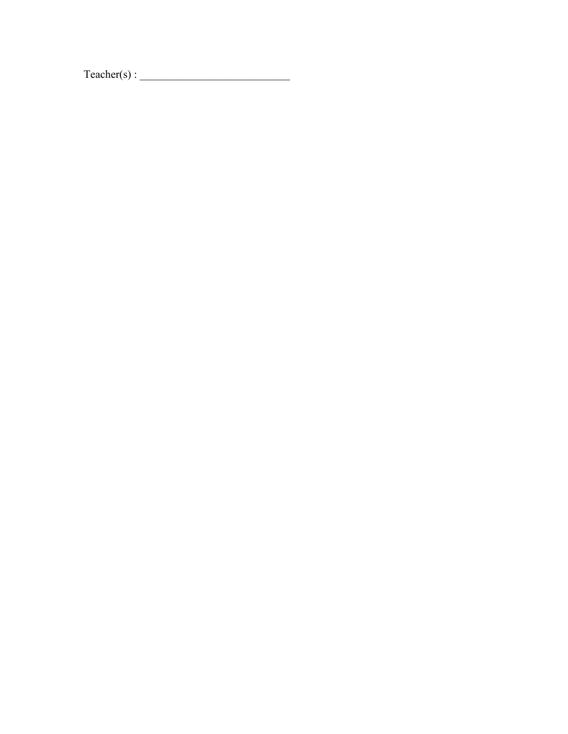Teacher(s) : ___________________________